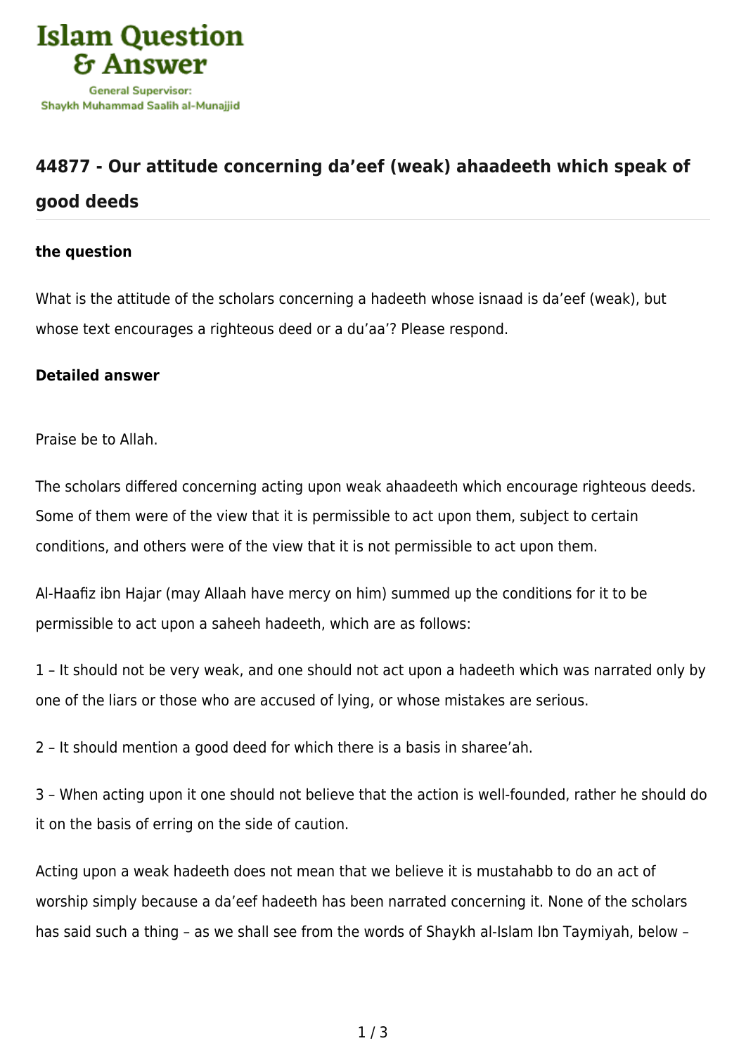# Islam Question & Answer

General Supervisor:
Shaykh Muhammad Saalih al-Munajjid

## 44877 - Our attitude concerning da'eef (weak) ahaadeeth which speak of good deeds

### the question

What is the attitude of the scholars concerning a hadeeth whose isnaad is da'eef (weak), but whose text encourages a righteous deed or a du'aa'? Please respond.

### Detailed answer

Praise be to Allah.

The scholars differed concerning acting upon weak ahaadeeth which encourage righteous deeds. Some of them were of the view that it is permissible to act upon them, subject to certain conditions, and others were of the view that it is not permissible to act upon them.

Al-Haafiz ibn Hajar (may Allaah have mercy on him) summed up the conditions for it to be permissible to act upon a saheeh hadeeth, which are as follows:

1 – It should not be very weak, and one should not act upon a hadeeth which was narrated only by one of the liars or those who are accused of lying, or whose mistakes are serious.

2 – It should mention a good deed for which there is a basis in sharee'ah.

3 – When acting upon it one should not believe that the action is well-founded, rather he should do it on the basis of erring on the side of caution.

Acting upon a weak hadeeth does not mean that we believe it is mustahabb to do an act of worship simply because a da'eef hadeeth has been narrated concerning it. None of the scholars has said such a thing – as we shall see from the words of Shaykh al-Islam Ibn Taymiyah, below –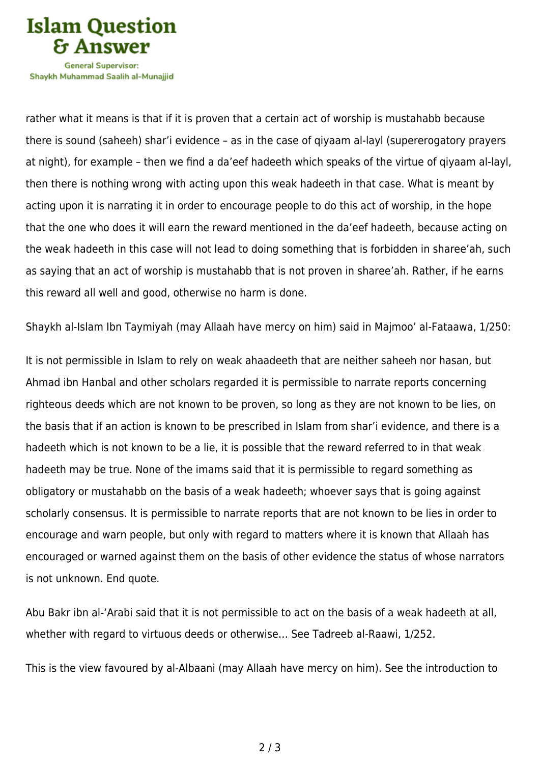rather what it means is that if it is proven that a certain act of worship is mustahabb because there is sound (saheeh) shar'i evidence – as in the case of qiyaam al-layl (supererogatory prayers at night), for example – then we find a da'eef hadeeth which speaks of the virtue of qiyaam al-layl, then there is nothing wrong with acting upon this weak hadeeth in that case. What is meant by acting upon it is narrating it in order to encourage people to do this act of worship, in the hope that the one who does it will earn the reward mentioned in the da'eef hadeeth, because acting on the weak hadeeth in this case will not lead to doing something that is forbidden in sharee'ah, such as saying that an act of worship is mustahabb that is not proven in sharee'ah. Rather, if he earns this reward all well and good, otherwise no harm is done.

Shaykh al-Islam Ibn Taymiyah (may Allaah have mercy on him) said in Majmoo' al-Fataawa, 1/250:

It is not permissible in Islam to rely on weak ahaadeeth that are neither saheeh nor hasan, but Ahmad ibn Hanbal and other scholars regarded it is permissible to narrate reports concerning righteous deeds which are not known to be proven, so long as they are not known to be lies, on the basis that if an action is known to be prescribed in Islam from shar'i evidence, and there is a hadeeth which is not known to be a lie, it is possible that the reward referred to in that weak hadeeth may be true. None of the imams said that it is permissible to regard something as obligatory or mustahabb on the basis of a weak hadeeth; whoever says that is going against scholarly consensus. It is permissible to narrate reports that are not known to be lies in order to encourage and warn people, but only with regard to matters where it is known that Allaah has encouraged or warned against them on the basis of other evidence the status of whose narrators is not unknown. End quote.

Abu Bakr ibn al-'Arabi said that it is not permissible to act on the basis of a weak hadeeth at all, whether with regard to virtuous deeds or otherwise… See Tadreeb al-Raawi, 1/252.

This is the view favoured by al-Albaani (may Allaah have mercy on him). See the introduction to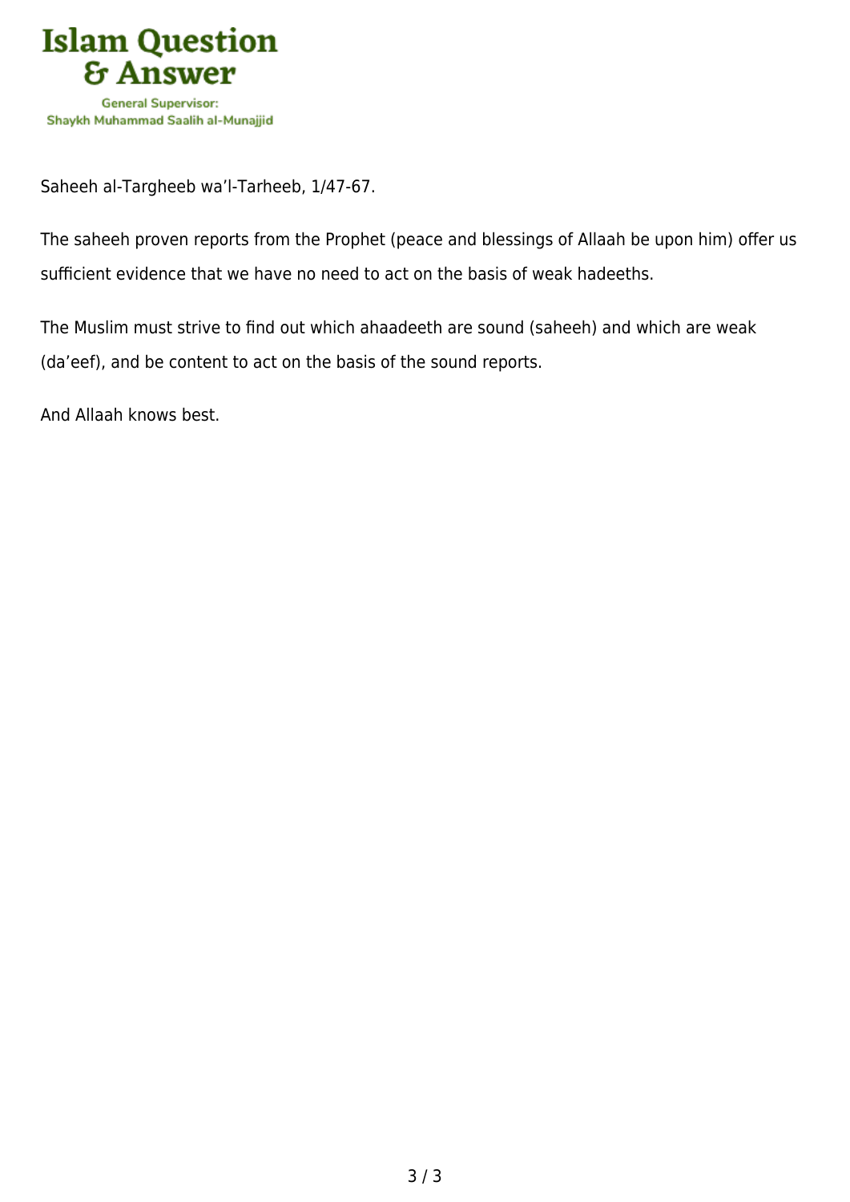Saheeh al-Targheeb wa'l-Tarheeb, 1/47-67.

The saheeh proven reports from the Prophet (peace and blessings of Allaah be upon him) offer us sufficient evidence that we have no need to act on the basis of weak hadeeths.

The Muslim must strive to find out which ahaadeeth are sound (saheeh) and which are weak (da'eef), and be content to act on the basis of the sound reports.

And Allaah knows best.